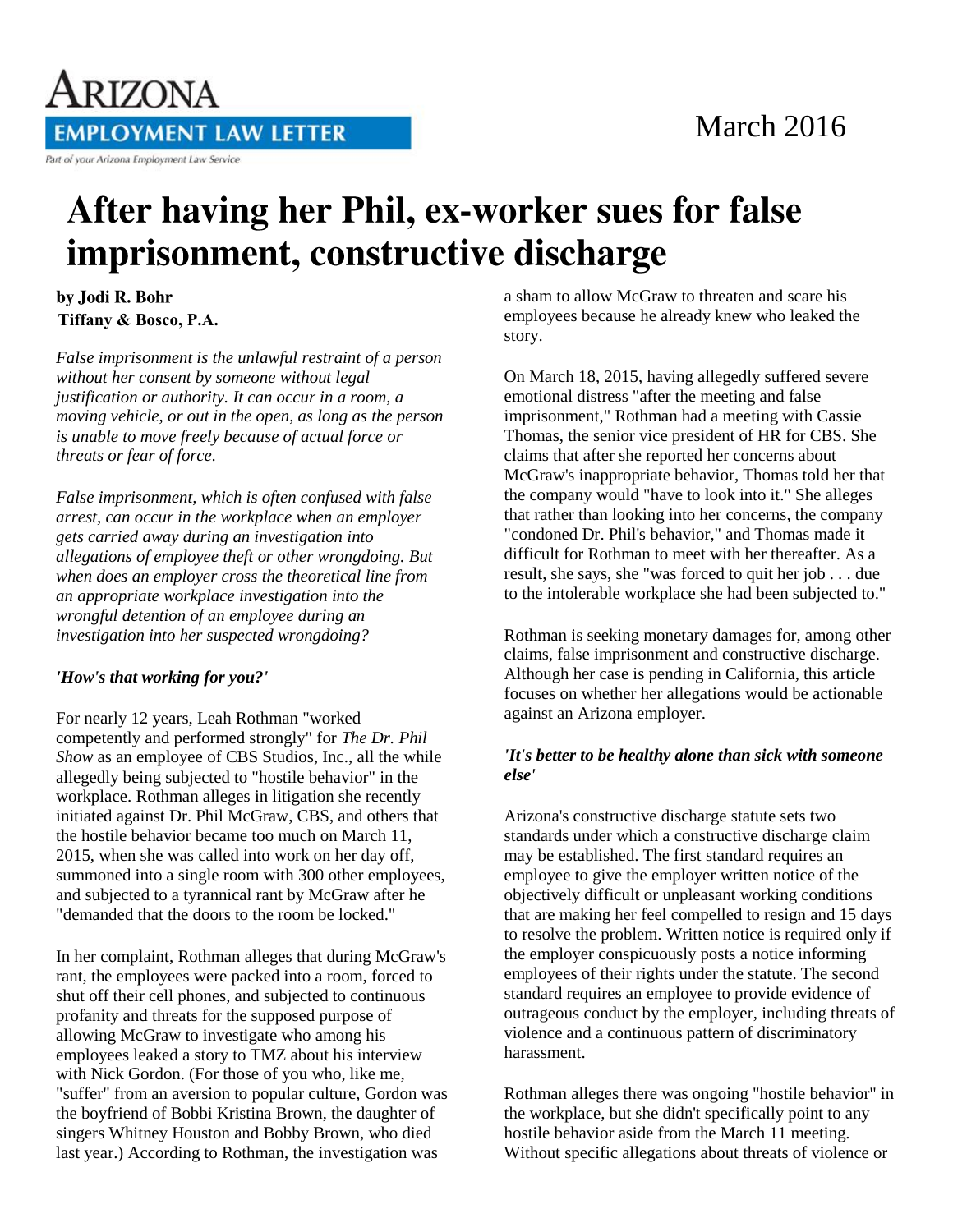# After having her Phil, ex-worker sues for false imprisonment, constructive discharge

**by Jodi R. Bohr**
**Tiffany & Bosco, P.A.**

*False imprisonment is the unlawful restraint of a person without her consent by someone without legal justification or authority. It can occur in a room, a moving vehicle, or out in the open, as long as the person is unable to move freely because of actual force or threats or fear of force.*

*False imprisonment, which is often confused with false arrest, can occur in the workplace when an employer gets carried away during an investigation into allegations of employee theft or other wrongdoing. But when does an employer cross the theoretical line from an appropriate workplace investigation into the wrongful detention of an employee during an investigation into her suspected wrongdoing?*

### *'How's that working for you?'*

For nearly 12 years, Leah Rothman "worked competently and performed strongly" for *The Dr. Phil Show* as an employee of CBS Studios, Inc., all the while allegedly being subjected to "hostile behavior" in the workplace. Rothman alleges in litigation she recently initiated against Dr. Phil McGraw, CBS, and others that the hostile behavior became too much on March 11, 2015, when she was called into work on her day off, summoned into a single room with 300 other employees, and subjected to a tyrannical rant by McGraw after he "demanded that the doors to the room be locked."

In her complaint, Rothman alleges that during McGraw's rant, the employees were packed into a room, forced to shut off their cell phones, and subjected to continuous profanity and threats for the supposed purpose of allowing McGraw to investigate who among his employees leaked a story to TMZ about his interview with Nick Gordon. (For those of you who, like me, "suffer" from an aversion to popular culture, Gordon was the boyfriend of Bobbi Kristina Brown, the daughter of singers Whitney Houston and Bobby Brown, who died last year.) According to Rothman, the investigation was a sham to allow McGraw to threaten and scare his employees because he already knew who leaked the story.

On March 18, 2015, having allegedly suffered severe emotional distress "after the meeting and false imprisonment," Rothman had a meeting with Cassie Thomas, the senior vice president of HR for CBS. She claims that after she reported her concerns about McGraw's inappropriate behavior, Thomas told her that the company would "have to look into it." She alleges that rather than looking into her concerns, the company "condoned Dr. Phil's behavior," and Thomas made it difficult for Rothman to meet with her thereafter. As a result, she says, she "was forced to quit her job . . . due to the intolerable workplace she had been subjected to."

Rothman is seeking monetary damages for, among other claims, false imprisonment and constructive discharge. Although her case is pending in California, this article focuses on whether her allegations would be actionable against an Arizona employer.

### *'It's better to be healthy alone than sick with someone else'*

Arizona's constructive discharge statute sets two standards under which a constructive discharge claim may be established. The first standard requires an employee to give the employer written notice of the objectively difficult or unpleasant working conditions that are making her feel compelled to resign and 15 days to resolve the problem. Written notice is required only if the employer conspicuously posts a notice informing employees of their rights under the statute. The second standard requires an employee to provide evidence of outrageous conduct by the employer, including threats of violence and a continuous pattern of discriminatory harassment.

Rothman alleges there was ongoing "hostile behavior" in the workplace, but she didn't specifically point to any hostile behavior aside from the March 11 meeting. Without specific allegations about threats of violence or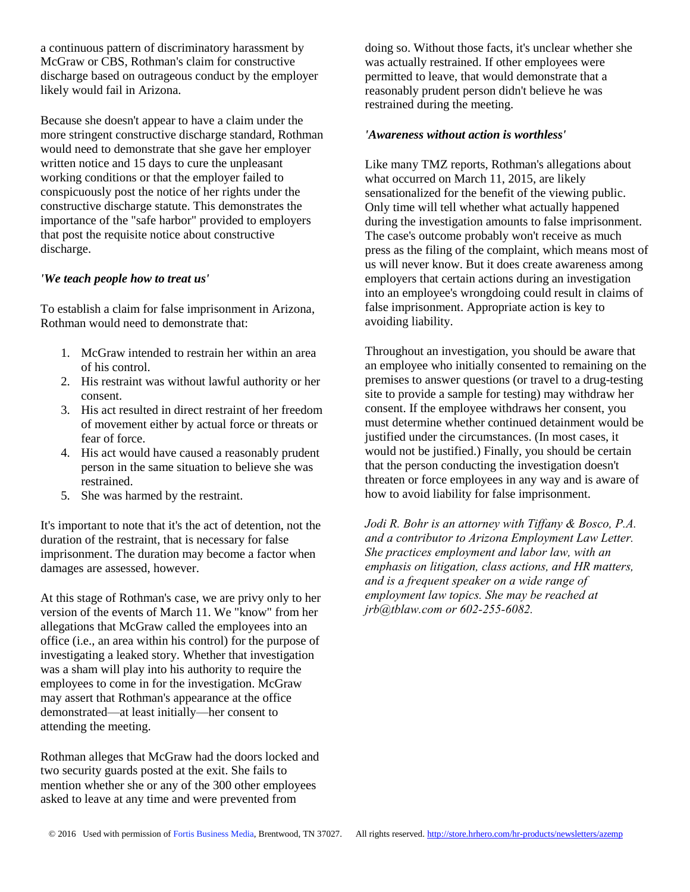a continuous pattern of discriminatory harassment by McGraw or CBS, Rothman's claim for constructive discharge based on outrageous conduct by the employer likely would fail in Arizona.

Because she doesn't appear to have a claim under the more stringent constructive discharge standard, Rothman would need to demonstrate that she gave her employer written notice and 15 days to cure the unpleasant working conditions or that the employer failed to conspicuously post the notice of her rights under the constructive discharge statute. This demonstrates the importance of the "safe harbor" provided to employers that post the requisite notice about constructive discharge.

### *'We teach people how to treat us'*

To establish a claim for false imprisonment in Arizona, Rothman would need to demonstrate that:

1. McGraw intended to restrain her within an area of his control.
2. His restraint was without lawful authority or her consent.
3. His act resulted in direct restraint of her freedom of movement either by actual force or threats or fear of force.
4. His act would have caused a reasonably prudent person in the same situation to believe she was restrained.
5. She was harmed by the restraint.

It's important to note that it's the act of detention, not the duration of the restraint, that is necessary for false imprisonment. The duration may become a factor when damages are assessed, however.

At this stage of Rothman's case, we are privy only to her version of the events of March 11. We "know" from her allegations that McGraw called the employees into an office (i.e., an area within his control) for the purpose of investigating a leaked story. Whether that investigation was a sham will play into his authority to require the employees to come in for the investigation. McGraw may assert that Rothman's appearance at the office demonstrated—at least initially—her consent to attending the meeting.

Rothman alleges that McGraw had the doors locked and two security guards posted at the exit. She fails to mention whether she or any of the 300 other employees asked to leave at any time and were prevented from doing so. Without those facts, it's unclear whether she was actually restrained. If other employees were permitted to leave, that would demonstrate that a reasonably prudent person didn't believe he was restrained during the meeting.

### *'Awareness without action is worthless'*

Like many TMZ reports, Rothman's allegations about what occurred on March 11, 2015, are likely sensationalized for the benefit of the viewing public. Only time will tell whether what actually happened during the investigation amounts to false imprisonment. The case's outcome probably won't receive as much press as the filing of the complaint, which means most of us will never know. But it does create awareness among employers that certain actions during an investigation into an employee's wrongdoing could result in claims of false imprisonment. Appropriate action is key to avoiding liability.

Throughout an investigation, you should be aware that an employee who initially consented to remaining on the premises to answer questions (or travel to a drug-testing site to provide a sample for testing) may withdraw her consent. If the employee withdraws her consent, you must determine whether continued detainment would be justified under the circumstances. (In most cases, it would not be justified.) Finally, you should be certain that the person conducting the investigation doesn't threaten or force employees in any way and is aware of how to avoid liability for false imprisonment.

*Jodi R. Bohr is an attorney with Tiffany & Bosco, P.A. and a contributor to Arizona Employment Law Letter. She practices employment and labor law, with an emphasis on litigation, class actions, and HR matters, and is a frequent speaker on a wide range of employment law topics. She may be reached at jrb@tblaw.com or 602-255-6082.*

© 2016 Used with permission of Fortis Business Media, Brentwood, TN 37027. All rights reserved. http://store.hrhero.com/hr-products/newsletters/azemp